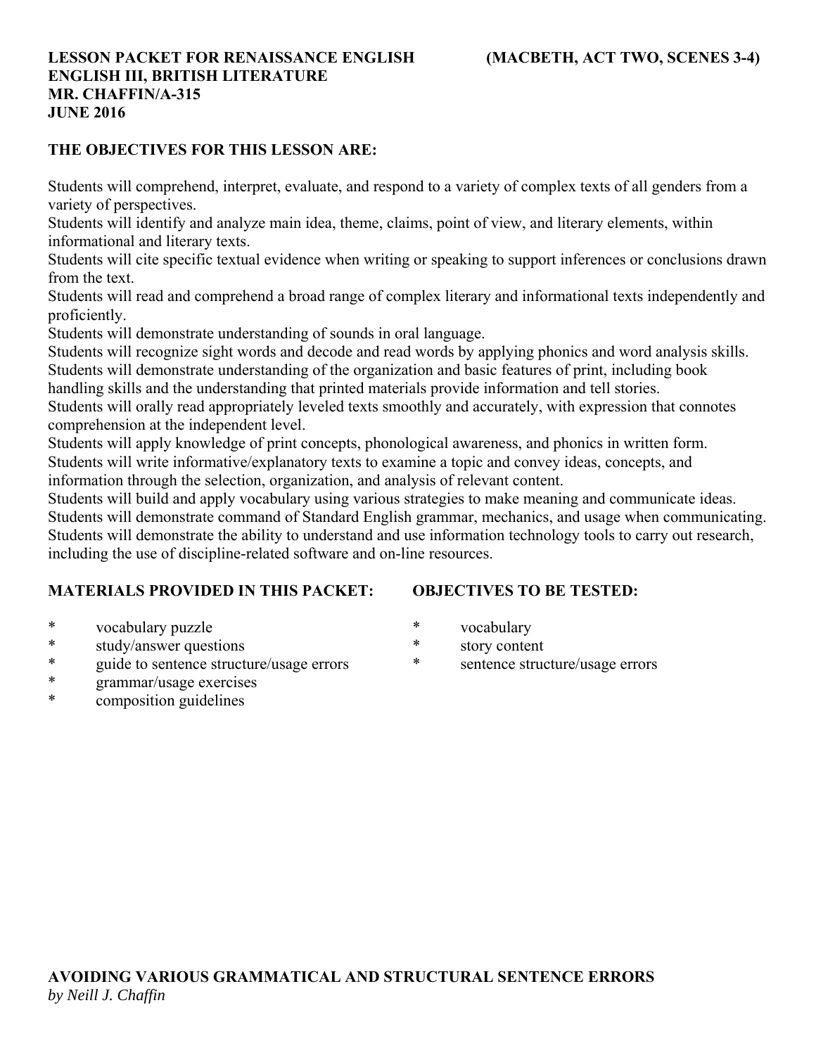**LESSON PACKET FOR RENAISSANCE ENGLISH (MACBETH, ACT TWO, SCENES 3-4)**
**ENGLISH III, BRITISH LITERATURE**
**MR. CHAFFIN/A-315**
**JUNE 2016**

## THE OBJECTIVES FOR THIS LESSON ARE:

Students will comprehend, interpret, evaluate, and respond to a variety of complex texts of all genders from a variety of perspectives.
Students will identify and analyze main idea, theme, claims, point of view, and literary elements, within informational and literary texts.
Students will cite specific textual evidence when writing or speaking to support inferences or conclusions drawn from the text.
Students will read and comprehend a broad range of complex literary and informational texts independently and proficiently.
Students will demonstrate understanding of sounds in oral language.
Students will recognize sight words and decode and read words by applying phonics and word analysis skills.
Students will demonstrate understanding of the organization and basic features of print, including book handling skills and the understanding that printed materials provide information and tell stories.
Students will orally read appropriately leveled texts smoothly and accurately, with expression that connotes comprehension at the independent level.
Students will apply knowledge of print concepts, phonological awareness, and phonics in written form.
Students will write informative/explanatory texts to examine a topic and convey ideas, concepts, and information through the selection, organization, and analysis of relevant content.
Students will build and apply vocabulary using various strategies to make meaning and communicate ideas.
Students will demonstrate command of Standard English grammar, mechanics, and usage when communicating.
Students will demonstrate the ability to understand and use information technology tools to carry out research, including the use of discipline-related software and on-line resources.

## MATERIALS PROVIDED IN THIS PACKET:

* vocabulary puzzle
* study/answer questions
* guide to sentence structure/usage errors
* grammar/usage exercises
* composition guidelines

## OBJECTIVES TO BE TESTED:

* vocabulary
* story content
* sentence structure/usage errors

## AVOIDING VARIOUS GRAMMATICAL AND STRUCTURAL SENTENCE ERRORS

*by Neill J. Chaffin*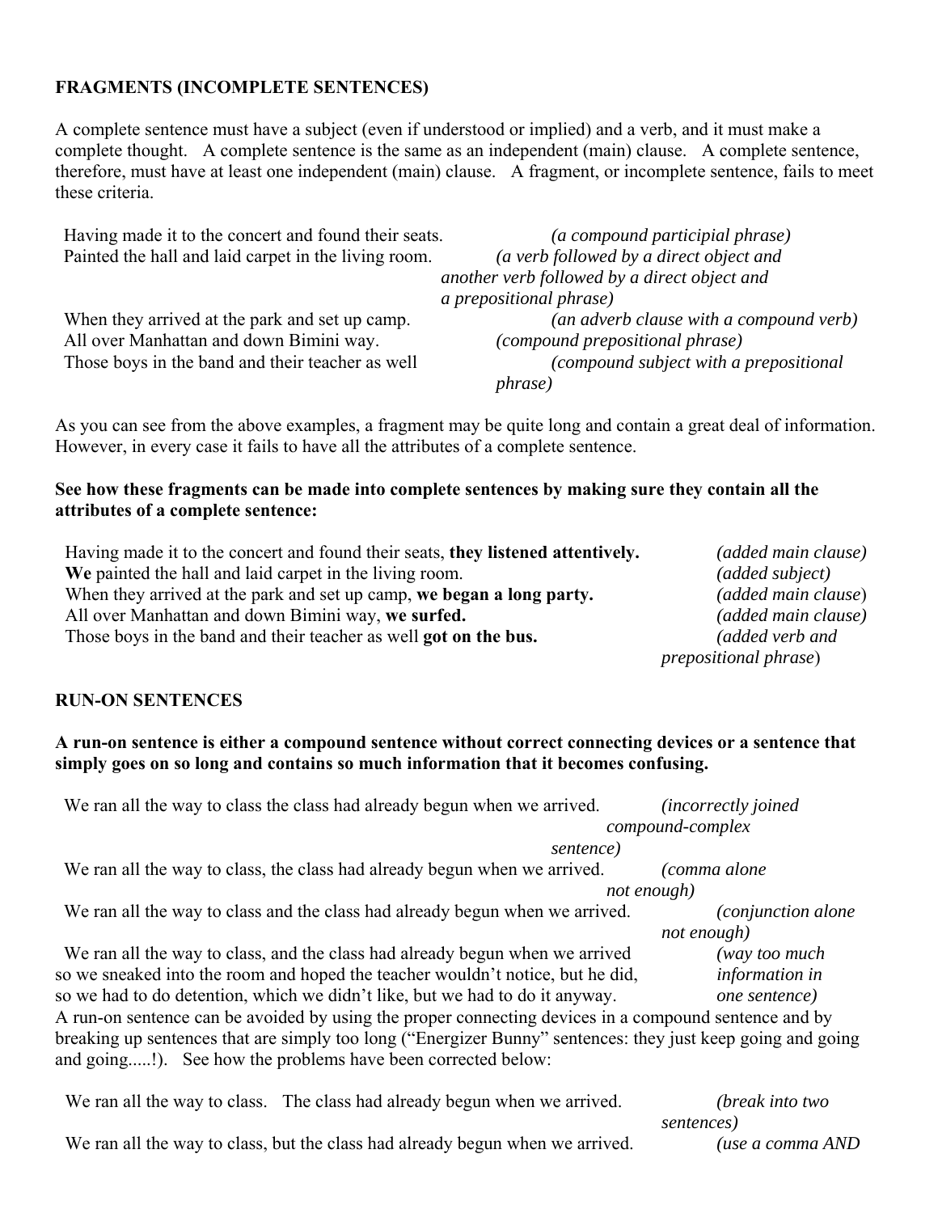## FRAGMENTS (INCOMPLETE SENTENCES)

A complete sentence must have a subject (even if understood or implied) and a verb, and it must make a complete thought. A complete sentence is the same as an independent (main) clause. A complete sentence, therefore, must have at least one independent (main) clause. A fragment, or incomplete sentence, fails to meet these criteria.

Having made it to the concert and found their seats. *(a compound participial phrase)*
Painted the hall and laid carpet in the living room. *(a verb followed by a direct object and another verb followed by a direct object and a prepositional phrase)*
When they arrived at the park and set up camp. *(an adverb clause with a compound verb)*
All over Manhattan and down Bimini way. *(compound prepositional phrase)*
Those boys in the band and their teacher as well *(compound subject with a prepositional phrase)*

As you can see from the above examples, a fragment may be quite long and contain a great deal of information. However, in every case it fails to have all the attributes of a complete sentence.

**See how these fragments can be made into complete sentences by making sure they contain all the attributes of a complete sentence:**

Having made it to the concert and found their seats, **they listened attentively.** *(added main clause)*
**We** painted the hall and laid carpet in the living room. *(added subject)*
When they arrived at the park and set up camp, **we began a long party.** *(added main clause)*
All over Manhattan and down Bimini way, **we surfed.** *(added main clause)*
Those boys in the band and their teacher as well **got on the bus.** *(added verb and prepositional phrase)*

## RUN-ON SENTENCES

**A run-on sentence is either a compound sentence without correct connecting devices or a sentence that simply goes on so long and contains so much information that it becomes confusing.**

We ran all the way to class the class had already begun when we arrived. *(incorrectly joined compound-complex sentence)*
We ran all the way to class, the class had already begun when we arrived. *(comma alone not enough)*
We ran all the way to class and the class had already begun when we arrived. *(conjunction alone not enough)*
We ran all the way to class, and the class had already begun when we arrived so we sneaked into the room and hoped the teacher wouldn't notice, but he did, so we had to do detention, which we didn't like, but we had to do it anyway. *(way too much information in one sentence)*

A run-on sentence can be avoided by using the proper connecting devices in a compound sentence and by breaking up sentences that are simply too long ("Energizer Bunny" sentences: they just keep going and going and going.....!). See how the problems have been corrected below:

We ran all the way to class. The class had already begun when we arrived. *(break into two sentences)*
We ran all the way to class, but the class had already begun when we arrived. *(use a comma AND*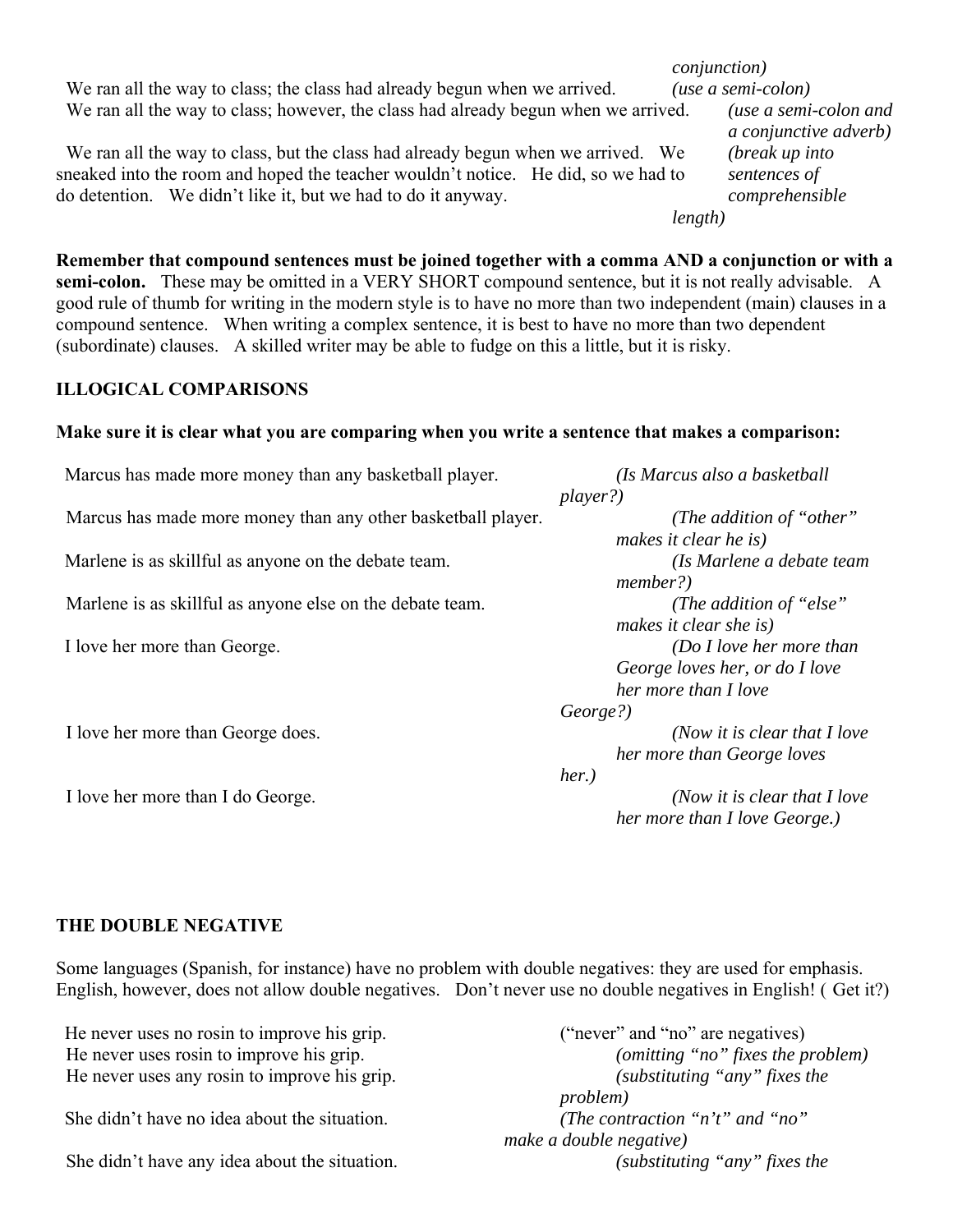*conjunction)*

| Sentence | Note |
|---|---|
| We ran all the way to class; the class had already begun when we arrived. | *(use a semi-colon)* |
| We ran all the way to class; however, the class had already begun when we arrived. | *(use a semi-colon and a conjunctive adverb)* |
| We ran all the way to class, but the class had already begun when we arrived. We sneaked into the room and hoped the teacher wouldn't notice. He did, so we had to do detention. We didn't like it, but we had to do it anyway. | *(break up into sentences of comprehensible length)* |

**Remember that compound sentences must be joined together with a comma AND a conjunction or with a semi-colon.** These may be omitted in a VERY SHORT compound sentence, but it is not really advisable. A good rule of thumb for writing in the modern style is to have no more than two independent (main) clauses in a compound sentence. When writing a complex sentence, it is best to have no more than two dependent (subordinate) clauses. A skilled writer may be able to fudge on this a little, but it is risky.

## ILLOGICAL COMPARISONS

**Make sure it is clear what you are comparing when you write a sentence that makes a comparison:**

| Sentence | Note |
|---|---|
| Marcus has made more money than any basketball player. | *(Is Marcus also a basketball player?)* |
| Marcus has made more money than any other basketball player. | *(The addition of "other" makes it clear he is)* |
| Marlene is as skillful as anyone on the debate team. | *(Is Marlene a debate team member?)* |
| Marlene is as skillful as anyone else on the debate team. | *(The addition of "else" makes it clear she is)* |
| I love her more than George. | *(Do I love her more than George loves her, or do I love her more than I love George?)* |
| I love her more than George does. | *(Now it is clear that I love her more than George loves her.)* |
| I love her more than I do George. | *(Now it is clear that I love her more than I love George.)* |

## THE DOUBLE NEGATIVE

Some languages (Spanish, for instance) have no problem with double negatives: they are used for emphasis. English, however, does not allow double negatives. Don't never use no double negatives in English! ( Get it?)

| Sentence | Note |
|---|---|
| He never uses no rosin to improve his grip. | ("never" and "no" are negatives) |
| He never uses rosin to improve his grip. | *(omitting "no" fixes the problem)* |
| He never uses any rosin to improve his grip. | *(substituting "any" fixes the problem)* |
| She didn't have no idea about the situation. | *(The contraction "n't" and "no" make a double negative)* |
| She didn't have any idea about the situation. | *(substituting "any" fixes the* |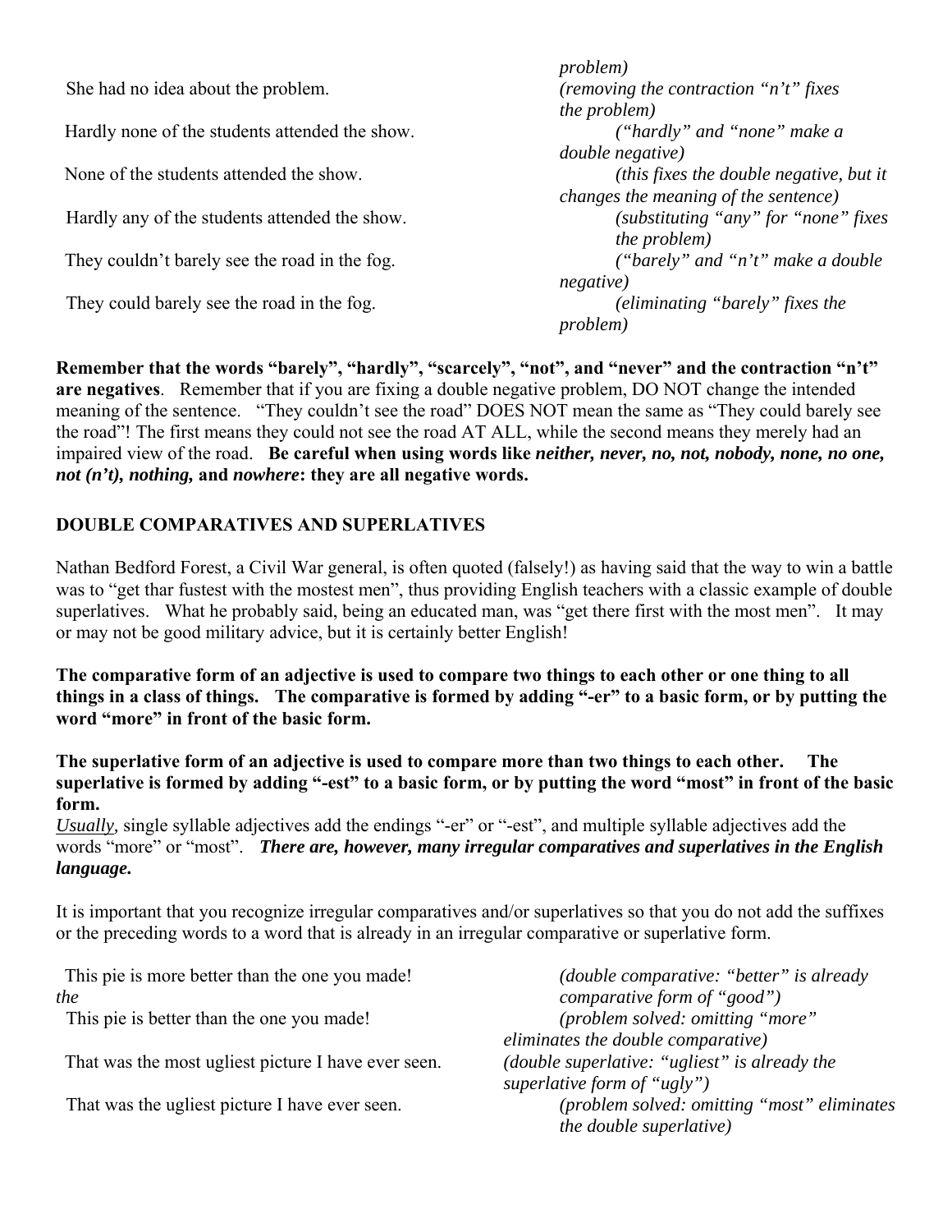problem)

| | |
|---|---|
| She had no idea about the problem. | *(removing the contraction "n't" fixes the problem)* |
| Hardly none of the students attended the show. | *("hardly" and "none" make a double negative)* |
| None of the students attended the show. | *(this fixes the double negative, but it changes the meaning of the sentence)* |
| Hardly any of the students attended the show. | *(substituting "any" for "none" fixes the problem)* |
| They couldn't barely see the road in the fog. | *("barely" and "n't" make a double negative)* |
| They could barely see the road in the fog. | *(eliminating "barely" fixes the problem)* |

**Remember that the words "barely", "hardly", "scarcely", "not", and "never" and the contraction "n't" are negatives**. Remember that if you are fixing a double negative problem, DO NOT change the intended meaning of the sentence. "They couldn't see the road" DOES NOT mean the same as "They could barely see the road"! The first means they could not see the road AT ALL, while the second means they merely had an impaired view of the road. **Be careful when using words like *neither, never, no, not, nobody, none, no one, not (n't), nothing,* and *nowhere*: they are all negative words.**

**DOUBLE COMPARATIVES AND SUPERLATIVES**

Nathan Bedford Forest, a Civil War general, is often quoted (falsely!) as having said that the way to win a battle was to "get thar fustest with the mostest men", thus providing English teachers with a classic example of double superlatives. What he probably said, being an educated man, was "get there first with the most men". It may or may not be good military advice, but it is certainly better English!

**The comparative form of an adjective is used to compare two things to each other or one thing to all things in a class of things. The comparative is formed by adding "-er" to a basic form, or by putting the word "more" in front of the basic form.**

**The superlative form of an adjective is used to compare more than two things to each other. The superlative is formed by adding "-est" to a basic form, or by putting the word "most" in front of the basic form.**

*Usually,* single syllable adjectives add the endings "-er" or "-est", and multiple syllable adjectives add the words "more" or "most". ***There are, however, many irregular comparatives and superlatives in the English language.***

It is important that you recognize irregular comparatives and/or superlatives so that you do not add the suffixes or the preceding words to a word that is already in an irregular comparative or superlative form.

| | |
|---|---|
| This pie is more better than the one you made! | *(double comparative: "better" is already the comparative form of "good")* |
| This pie is better than the one you made! | *(problem solved: omitting "more" eliminates the double comparative)* |
| That was the most ugliest picture I have ever seen. | *(double superlative: "ugliest" is already the superlative form of "ugly")* |
| That was the ugliest picture I have ever seen. | *(problem solved: omitting "most" eliminates the double superlative)* |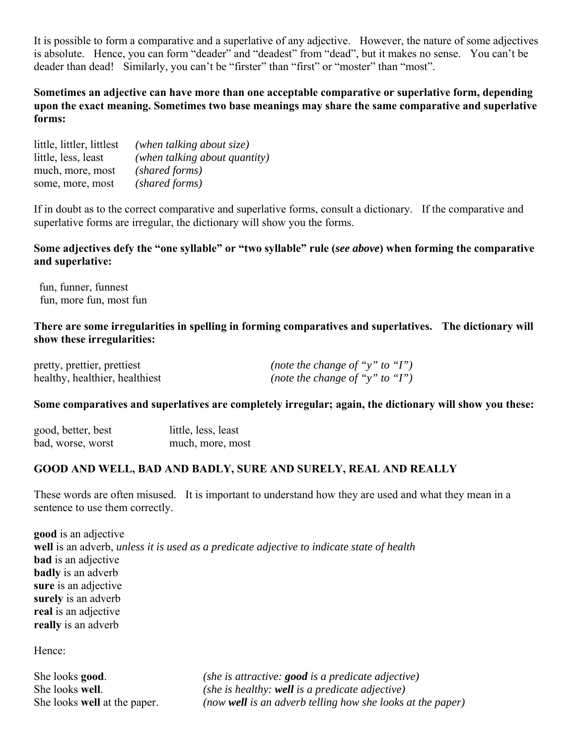It is possible to form a comparative and a superlative of any adjective. However, the nature of some adjectives is absolute. Hence, you can form "deader" and "deadest" from "dead", but it makes no sense. You can't be deader than dead! Similarly, you can't be "firster" than "first" or "moster" than "most".

**Sometimes an adjective can have more than one acceptable comparative or superlative form, depending upon the exact meaning. Sometimes two base meanings may share the same comparative and superlative forms:**

| | |
|---|---|
| little, littler, littlest | *(when talking about size)* |
| little, less, least | *(when talking about quantity)* |
| much, more, most | *(shared forms)* |
| some, more, most | *(shared forms)* |

If in doubt as to the correct comparative and superlative forms, consult a dictionary. If the comparative and superlative forms are irregular, the dictionary will show you the forms.

**Some adjectives defy the "one syllable" or "two syllable" rule (*see above*) when forming the comparative and superlative:**

fun, funner, funnest
fun, more fun, most fun

**There are some irregularities in spelling in forming comparatives and superlatives. The dictionary will show these irregularities:**

| | |
|---|---|
| pretty, prettier, prettiest | *(note the change of "y" to "I")* |
| healthy, healthier, healthiest | *(note the change of "y" to "I")* |

**Some comparatives and superlatives are completely irregular; again, the dictionary will show you these:**

| | |
|---|---|
| good, better, best | little, less, least |
| bad, worse, worst | much, more, most |

## GOOD AND WELL, BAD AND BADLY, SURE AND SURELY, REAL AND REALLY

These words are often misused. It is important to understand how they are used and what they mean in a sentence to use them correctly.

**good** is an adjective
**well** is an adverb, *unless it is used as a predicate adjective to indicate state of health*
**bad** is an adjective
**badly** is an adverb
**sure** is an adjective
**surely** is an adverb
**real** is an adjective
**really** is an adverb

Hence:

| | |
|---|---|
| She looks **good**. | *(she is attractive: **good** is a predicate adjective)* |
| She looks **well**. | *(she is healthy: **well** is a predicate adjective)* |
| She looks **well** at the paper. | *(now **well** is an adverb telling how she looks at the paper)* |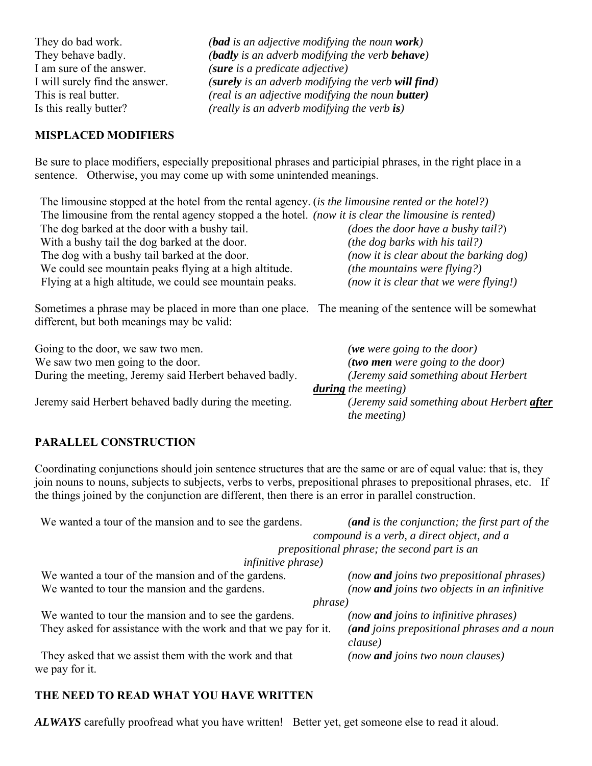They do bad work. *(**bad** is an adjective modifying the noun **work**)*
They behave badly. *(**badly** is an adverb modifying the verb **behave**)*
I am sure of the answer. *(**sure** is a predicate adjective)*
I will surely find the answer. *(**surely** is an adverb modifying the verb **will find**)*
This is real butter. *(real is an adjective modifying the noun **butter**)*
Is this really butter? *(really is an adverb modifying the verb **is**)*

## MISPLACED MODIFIERS

Be sure to place modifiers, especially prepositional phrases and participial phrases, in the right place in a sentence. Otherwise, you may come up with some unintended meanings.

The limousine stopped at the hotel from the rental agency. (*is the limousine rented or the hotel?)*
The limousine from the rental agency stopped a the hotel. *(now it is clear the limousine is rented)*
The dog barked at the door with a bushy tail. *(does the door have a bushy tail?*)
With a bushy tail the dog barked at the door. *(the dog barks with his tail?)*
The dog with a bushy tail barked at the door. *(now it is clear about the barking dog)*
We could see mountain peaks flying at a high altitude. *(the mountains were flying?)*
Flying at a high altitude, we could see mountain peaks. *(now it is clear that we were flying!)*

Sometimes a phrase may be placed in more than one place. The meaning of the sentence will be somewhat different, but both meanings may be valid:

Going to the door, we saw two men. *(**we** were going to the door)*
We saw two men going to the door. *(**two men** were going to the door)*
During the meeting, Jeremy said Herbert behaved badly. *(Jeremy said something about Herbert **<u>during</u>** the meeting)*
Jeremy said Herbert behaved badly during the meeting. *(Jeremy said something about Herbert **<u>after</u>** the meeting)*

## PARALLEL CONSTRUCTION

Coordinating conjunctions should join sentence structures that are the same or are of equal value: that is, they join nouns to nouns, subjects to subjects, verbs to verbs, prepositional phrases to prepositional phrases, etc. If the things joined by the conjunction are different, then there is an error in parallel construction.

We wanted a tour of the mansion and to see the gardens. *(**and** is the conjunction; the first part of the compound is a verb, a direct object, and a prepositional phrase; the second part is an infinitive phrase)*
We wanted a tour of the mansion and of the gardens. *(now **and** joins two prepositional phrases)*
We wanted to tour the mansion and the gardens. *(now **and** joins two objects in an infinitive phrase)*
We wanted to tour the mansion and to see the gardens. *(now **and** joins to infinitive phrases)*
They asked for assistance with the work and that we pay for it. *(**and** joins prepositional phrases and a noun clause)*
They asked that we assist them with the work and that we pay for it. *(now **and** joins two noun clauses)*

## THE NEED TO READ WHAT YOU HAVE WRITTEN

***ALWAYS*** carefully proofread what you have written! Better yet, get someone else to read it aloud.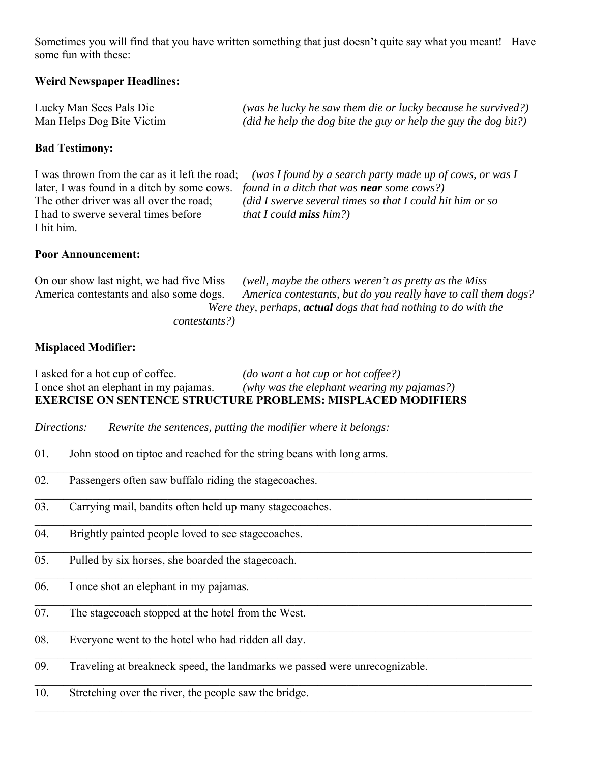Sometimes you will find that you have written something that just doesn't quite say what you meant! Have some fun with these:

**Weird Newspaper Headlines:**

Lucky Man Sees Pals Die *(was he lucky he saw them die or lucky because he survived?)*
Man Helps Dog Bite Victim *(did he help the dog bite the guy or help the guy the dog bit?)*

**Bad Testimony:**

I was thrown from the car as it left the road; later, I was found in a ditch by some cows. *(was I found by a search party made up of cows, or was I found in a ditch that was* ***near*** *some cows?)*
The other driver was all over the road; I had to swerve several times before I hit him. *(did I swerve several times so that I could hit him or so that I could* ***miss*** *him?)*

**Poor Announcement:**

On our show last night, we had five Miss America contestants and also some dogs. *(well, maybe the others weren't as pretty as the Miss America contestants, but do you really have to call them dogs? Were they, perhaps,* ***actual*** *dogs that had nothing to do with the contestants?)*

**Misplaced Modifier:**

I asked for a hot cup of coffee. *(do want a hot cup or hot coffee?)*
I once shot an elephant in my pajamas. *(why was the elephant wearing my pajamas?)*

**EXERCISE ON SENTENCE STRUCTURE PROBLEMS: MISPLACED MODIFIERS**

*Directions: Rewrite the sentences, putting the modifier where it belongs:*

01. John stood on tiptoe and reached for the string beans with long arms.

_______________________________________________

02. Passengers often saw buffalo riding the stagecoaches.

_______________________________________________

03. Carrying mail, bandits often held up many stagecoaches.

_______________________________________________

04. Brightly painted people loved to see stagecoaches.

_______________________________________________

05. Pulled by six horses, she boarded the stagecoach.

_______________________________________________

06. I once shot an elephant in my pajamas.

_______________________________________________

07. The stagecoach stopped at the hotel from the West.

_______________________________________________

08. Everyone went to the hotel who had ridden all day.

_______________________________________________

09. Traveling at breakneck speed, the landmarks we passed were unrecognizable.

_______________________________________________

10. Stretching over the river, the people saw the bridge.

_______________________________________________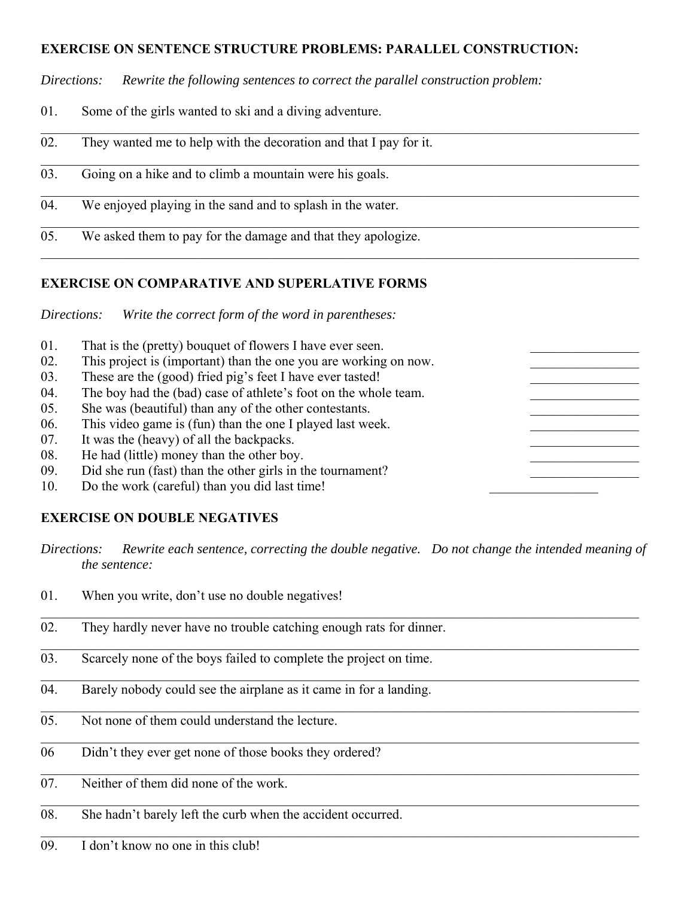**EXERCISE ON SENTENCE STRUCTURE PROBLEMS: PARALLEL CONSTRUCTION:**

*Directions: Rewrite the following sentences to correct the parallel construction problem:*

01. Some of the girls wanted to ski and a diving adventure.

_______________________________________________________________________________

02. They wanted me to help with the decoration and that I pay for it.

_______________________________________________________________________________

03. Going on a hike and to climb a mountain were his goals.

_______________________________________________________________________________

04. We enjoyed playing in the sand and to splash in the water.

_______________________________________________________________________________

05. We asked them to pay for the damage and that they apologize.

_______________________________________________________________________________

**EXERCISE ON COMPARATIVE AND SUPERLATIVE FORMS**

*Directions: Write the correct form of the word in parentheses:*

01. That is the (pretty) bouquet of flowers I have ever seen. ________________
02. This project is (important) than the one you are working on now. ________________
03. These are the (good) fried pig's feet I have ever tasted! ________________
04. The boy had the (bad) case of athlete's foot on the whole team. ________________
05. She was (beautiful) than any of the other contestants. ________________
06. This video game is (fun) than the one I played last week. ________________
07. It was the (heavy) of all the backpacks. ________________
08. He had (little) money than the other boy. ________________
09. Did she run (fast) than the other girls in the tournament? ________________
10. Do the work (careful) than you did last time! ________________

**EXERCISE ON DOUBLE NEGATIVES**

*Directions: Rewrite each sentence, correcting the double negative. Do not change the intended meaning of the sentence:*

01. When you write, don't use no double negatives!

_______________________________________________________________________________

02. They hardly never have no trouble catching enough rats for dinner.

_______________________________________________________________________________

03. Scarcely none of the boys failed to complete the project on time.

_______________________________________________________________________________

04. Barely nobody could see the airplane as it came in for a landing.

_______________________________________________________________________________

05. Not none of them could understand the lecture.

_______________________________________________________________________________

06 Didn't they ever get none of those books they ordered?

_______________________________________________________________________________

07. Neither of them did none of the work.

_______________________________________________________________________________

08. She hadn't barely left the curb when the accident occurred.

_______________________________________________________________________________

09. I don't know no one in this club!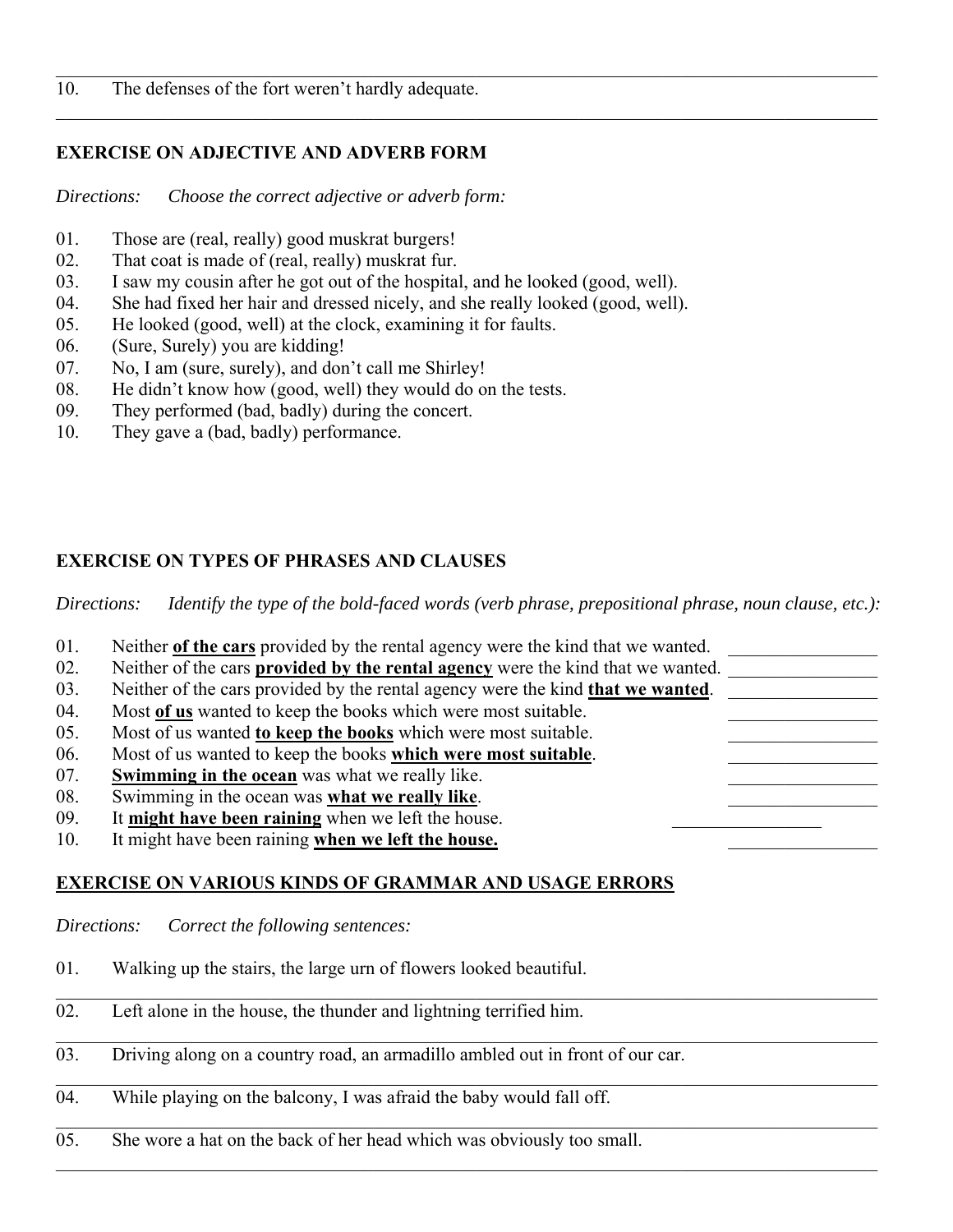10. The defenses of the fort weren't hardly adequate.

### EXERCISE ON ADJECTIVE AND ADVERB FORM

*Directions: Choose the correct adjective or adverb form:*

01. Those are (real, really) good muskrat burgers!
02. That coat is made of (real, really) muskrat fur.
03. I saw my cousin after he got out of the hospital, and he looked (good, well).
04. She had fixed her hair and dressed nicely, and she really looked (good, well).
05. He looked (good, well) at the clock, examining it for faults.
06. (Sure, Surely) you are kidding!
07. No, I am (sure, surely), and don't call me Shirley!
08. He didn't know how (good, well) they would do on the tests.
09. They performed (bad, badly) during the concert.
10. They gave a (bad, badly) performance.

### EXERCISE ON TYPES OF PHRASES AND CLAUSES

*Directions: Identify the type of the bold-faced words (verb phrase, prepositional phrase, noun clause, etc.):*

01. Neither **of the cars** provided by the rental agency were the kind that we wanted. ________________
02. Neither of the cars **provided by the rental agency** were the kind that we wanted. ________________
03. Neither of the cars provided by the rental agency were the kind **that we wanted**. ________________
04. Most **of us** wanted to keep the books which were most suitable. ________________
05. Most of us wanted **to keep the books** which were most suitable. ________________
06. Most of us wanted to keep the books **which were most suitable**. ________________
07. **Swimming in the ocean** was what we really like. ________________
08. Swimming in the ocean was **what we really like**. ________________
09. It **might have been raining** when we left the house. ________________
10. It might have been raining **when we left the house.** ________________

### EXERCISE ON VARIOUS KINDS OF GRAMMAR AND USAGE ERRORS

*Directions: Correct the following sentences:*

01. Walking up the stairs, the large urn of flowers looked beautiful.

02. Left alone in the house, the thunder and lightning terrified him.

03. Driving along on a country road, an armadillo ambled out in front of our car.

04. While playing on the balcony, I was afraid the baby would fall off.

05. She wore a hat on the back of her head which was obviously too small.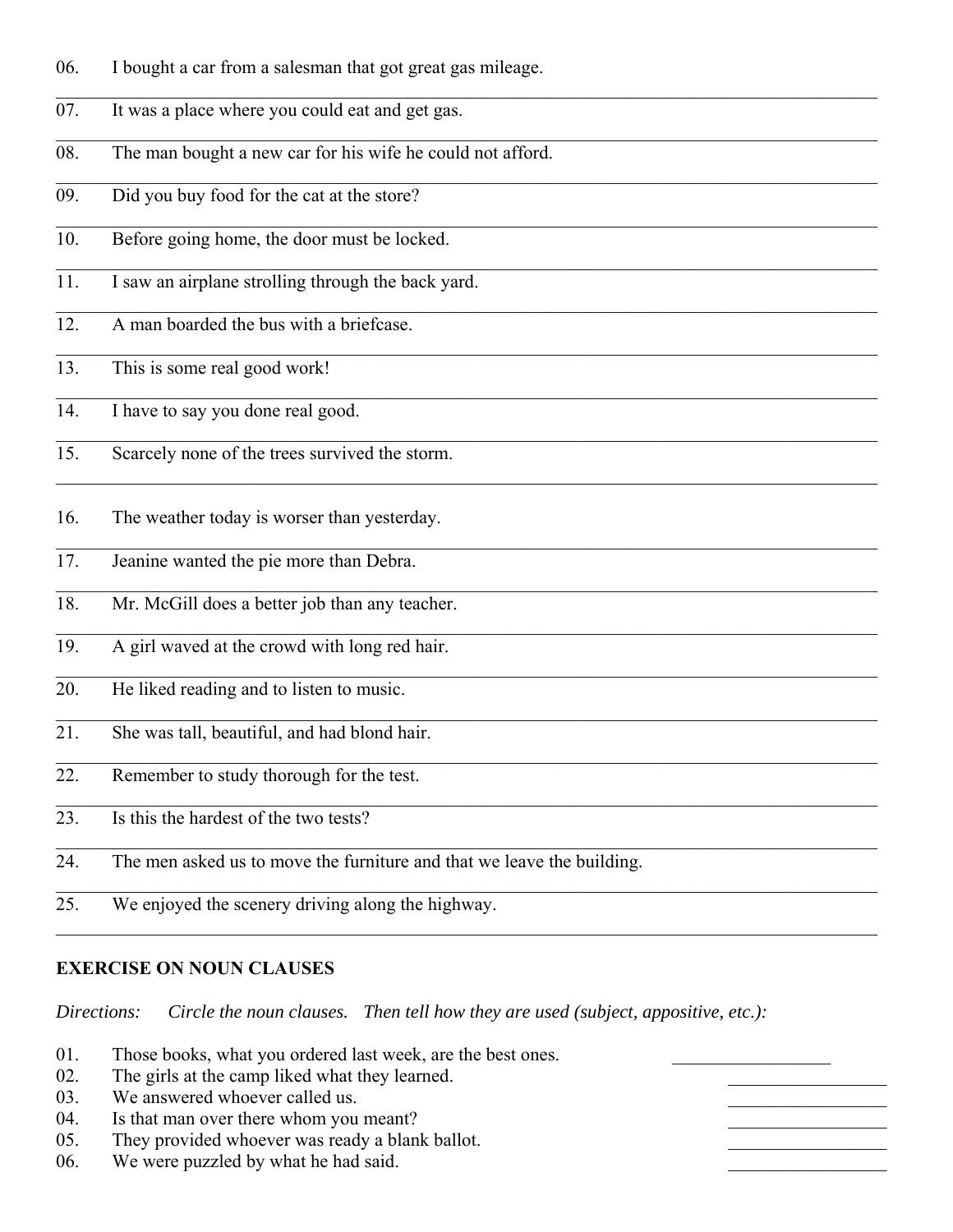06. I bought a car from a salesman that got great gas mileage.

---

07. It was a place where you could eat and get gas.

---

08. The man bought a new car for his wife he could not afford.

---

09. Did you buy food for the cat at the store?

---

10. Before going home, the door must be locked.

---

11. I saw an airplane strolling through the back yard.

---

12. A man boarded the bus with a briefcase.

---

13. This is some real good work!

---

14. I have to say you done real good.

---

15. Scarcely none of the trees survived the storm.

---

16. The weather today is worser than yesterday.

---

17. Jeanine wanted the pie more than Debra.

---

18. Mr. McGill does a better job than any teacher.

---

19. A girl waved at the crowd with long red hair.

---

20. He liked reading and to listen to music.

---

21. She was tall, beautiful, and had blond hair.

---

22. Remember to study thorough for the test.

---

23. Is this the hardest of the two tests?

---

24. The men asked us to move the furniture and that we leave the building.

---

25. We enjoyed the scenery driving along the highway.

---

**EXERCISE ON NOUN CLAUSES**

*Directions: Circle the noun clauses. Then tell how they are used (subject, appositive, etc.):*

01. Those books, what you ordered last week, are the best ones. ________________
02. The girls at the camp liked what they learned. ________________
03. We answered whoever called us. ________________
04. Is that man over there whom you meant? ________________
05. They provided whoever was ready a blank ballot. ________________
06. We were puzzled by what he had said. ________________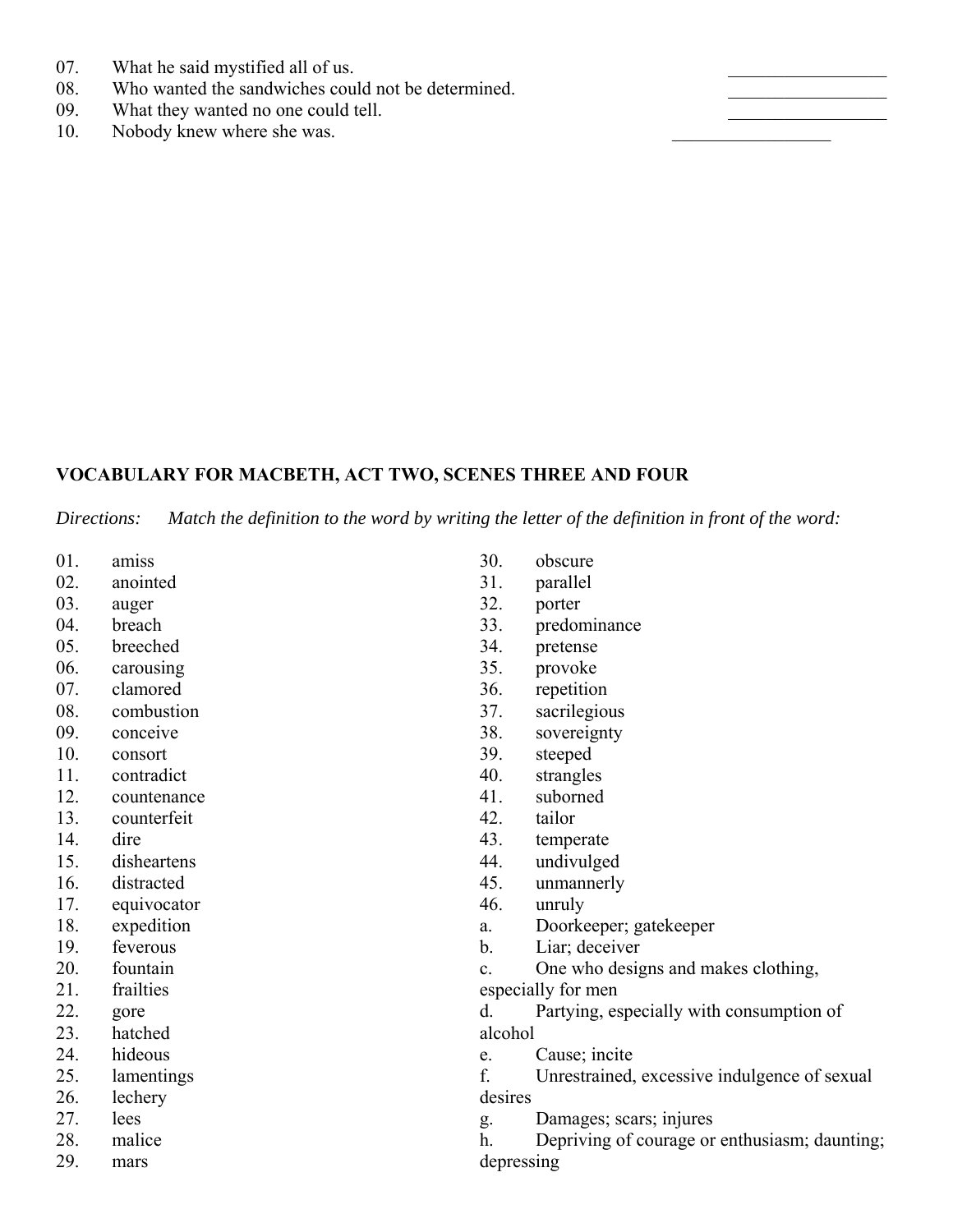07. What he said mystified all of us. __________________
08. Who wanted the sandwiches could not be determined. __________________
09. What they wanted no one could tell. __________________
10. Nobody knew where she was. __________________

**VOCABULARY FOR MACBETH, ACT TWO, SCENES THREE AND FOUR**

*Directions: Match the definition to the word by writing the letter of the definition in front of the word:*

01. amiss
02. anointed
03. auger
04. breach
05. breeched
06. carousing
07. clamored
08. combustion
09. conceive
10. consort
11. contradict
12. countenance
13. counterfeit
14. dire
15. disheartens
16. distracted
17. equivocator
18. expedition
19. feverous
20. fountain
21. frailties
22. gore
23. hatched
24. hideous
25. lamentings
26. lechery
27. lees
28. malice
29. mars
30. obscure
31. parallel
32. porter
33. predominance
34. pretense
35. provoke
36. repetition
37. sacrilegious
38. sovereignty
39. steeped
40. strangles
41. suborned
42. tailor
43. temperate
44. undivulged
45. unmannerly
46. unruly

a. Doorkeeper; gatekeeper
b. Liar; deceiver
c. One who designs and makes clothing, especially for men
d. Partying, especially with consumption of alcohol
e. Cause; incite
f. Unrestrained, excessive indulgence of sexual desires
g. Damages; scars; injures
h. Depriving of courage or enthusiasm; daunting; depressing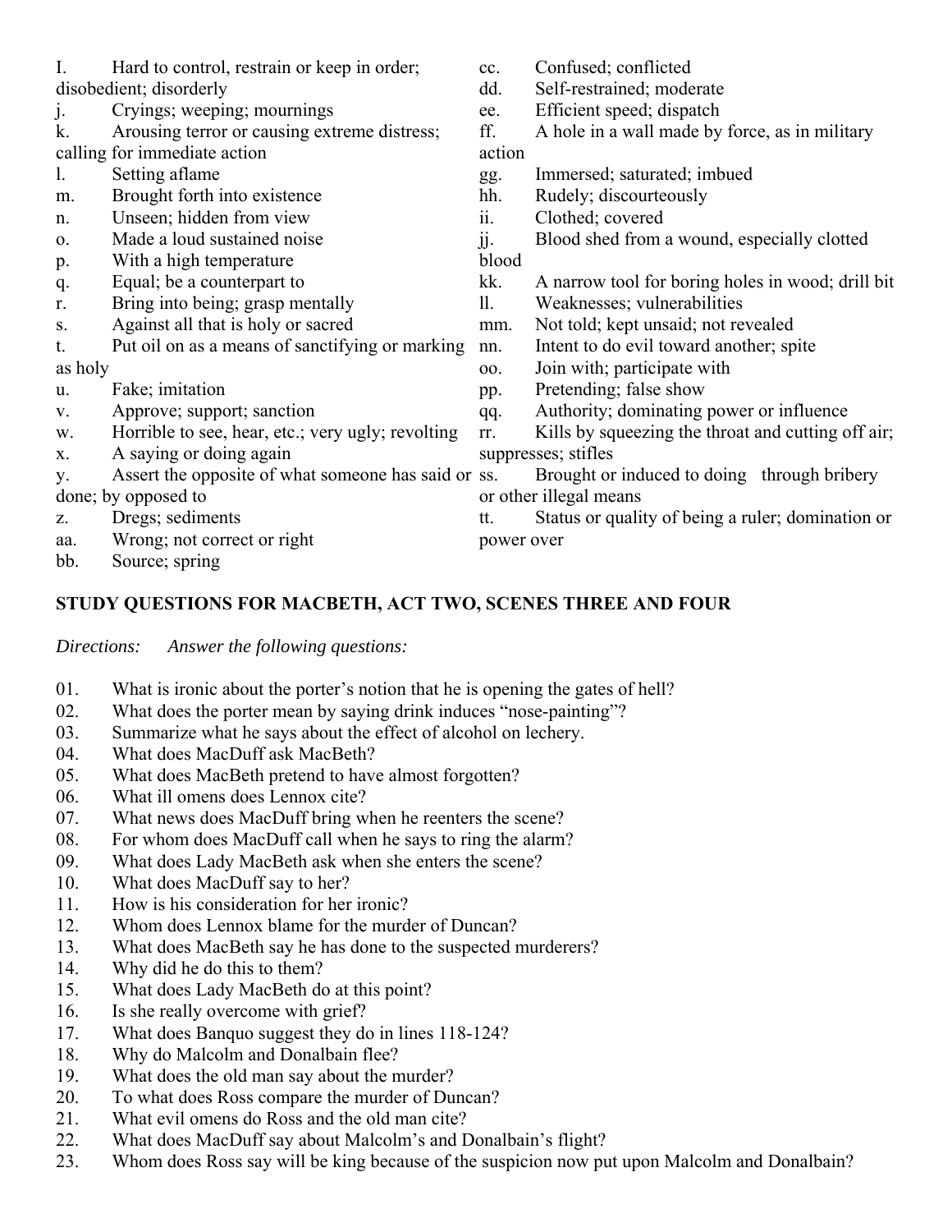I. Hard to control, restrain or keep in order; disobedient; disorderly
j. Cryings; weeping; mournings
k. Arousing terror or causing extreme distress; calling for immediate action
l. Setting aflame
m. Brought forth into existence
n. Unseen; hidden from view
o. Made a loud sustained noise
p. With a high temperature
q. Equal; be a counterpart to
r. Bring into being; grasp mentally
s. Against all that is holy or sacred
t. Put oil on as a means of sanctifying or marking as holy
u. Fake; imitation
v. Approve; support; sanction
w. Horrible to see, hear, etc.; very ugly; revolting
x. A saying or doing again
y. Assert the opposite of what someone has said or done; by opposed to
z. Dregs; sediments
aa. Wrong; not correct or right
bb. Source; spring
cc. Confused; conflicted
dd. Self-restrained; moderate
ee. Efficient speed; dispatch
ff. A hole in a wall made by force, as in military action
gg. Immersed; saturated; imbued
hh. Rudely; discourteously
ii. Clothed; covered
jj. Blood shed from a wound, especially clotted blood
kk. A narrow tool for boring holes in wood; drill bit
ll. Weaknesses; vulnerabilities
mm. Not told; kept unsaid; not revealed
nn. Intent to do evil toward another; spite
oo. Join with; participate with
pp. Pretending; false show
qq. Authority; dominating power or influence
rr. Kills by squeezing the throat and cutting off air; suppresses; stifles
ss. Brought or induced to doing through bribery or other illegal means
tt. Status or quality of being a ruler; domination or power over

## STUDY QUESTIONS FOR MACBETH, ACT TWO, SCENES THREE AND FOUR

*Directions: Answer the following questions:*

01. What is ironic about the porter's notion that he is opening the gates of hell?
02. What does the porter mean by saying drink induces "nose-painting"?
03. Summarize what he says about the effect of alcohol on lechery.
04. What does MacDuff ask MacBeth?
05. What does MacBeth pretend to have almost forgotten?
06. What ill omens does Lennox cite?
07. What news does MacDuff bring when he reenters the scene?
08. For whom does MacDuff call when he says to ring the alarm?
09. What does Lady MacBeth ask when she enters the scene?
10. What does MacDuff say to her?
11. How is his consideration for her ironic?
12. Whom does Lennox blame for the murder of Duncan?
13. What does MacBeth say he has done to the suspected murderers?
14. Why did he do this to them?
15. What does Lady MacBeth do at this point?
16. Is she really overcome with grief?
17. What does Banquo suggest they do in lines 118-124?
18. Why do Malcolm and Donalbain flee?
19. What does the old man say about the murder?
20. To what does Ross compare the murder of Duncan?
21. What evil omens do Ross and the old man cite?
22. What does MacDuff say about Malcolm's and Donalbain's flight?
23. Whom does Ross say will be king because of the suspicion now put upon Malcolm and Donalbain?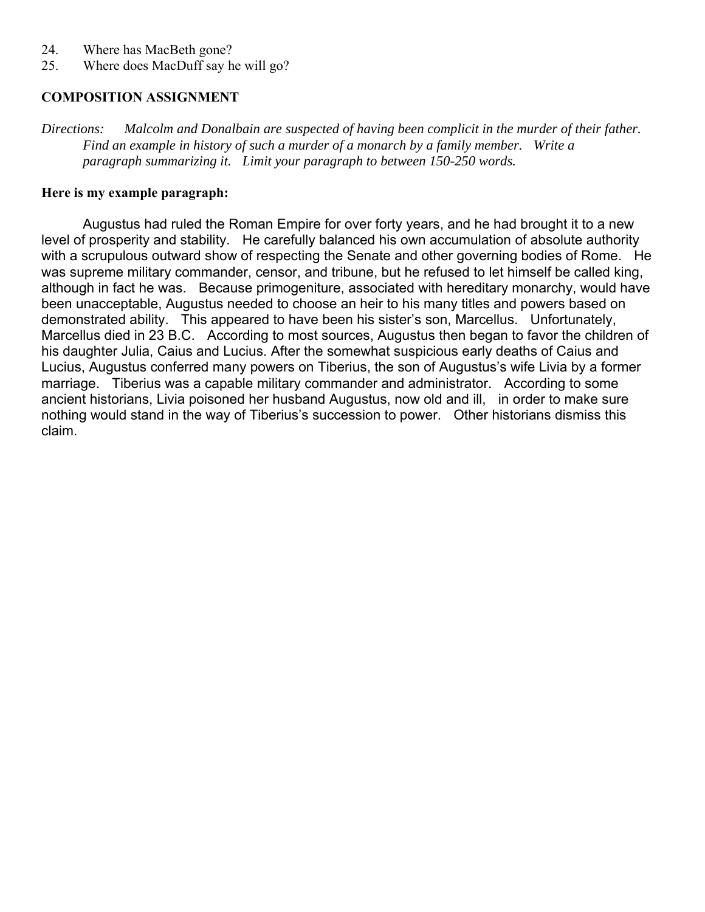24. Where has MacBeth gone?
25. Where does MacDuff say he will go?

**COMPOSITION ASSIGNMENT**

*Directions: Malcolm and Donalbain are suspected of having been complicit in the murder of their father. Find an example in history of such a murder of a monarch by a family member. Write a paragraph summarizing it. Limit your paragraph to between 150-250 words.*

**Here is my example paragraph:**

Augustus had ruled the Roman Empire for over forty years, and he had brought it to a new level of prosperity and stability. He carefully balanced his own accumulation of absolute authority with a scrupulous outward show of respecting the Senate and other governing bodies of Rome. He was supreme military commander, censor, and tribune, but he refused to let himself be called king, although in fact he was. Because primogeniture, associated with hereditary monarchy, would have been unacceptable, Augustus needed to choose an heir to his many titles and powers based on demonstrated ability. This appeared to have been his sister's son, Marcellus. Unfortunately, Marcellus died in 23 B.C. According to most sources, Augustus then began to favor the children of his daughter Julia, Caius and Lucius. After the somewhat suspicious early deaths of Caius and Lucius, Augustus conferred many powers on Tiberius, the son of Augustus's wife Livia by a former marriage. Tiberius was a capable military commander and administrator. According to some ancient historians, Livia poisoned her husband Augustus, now old and ill, in order to make sure nothing would stand in the way of Tiberius's succession to power. Other historians dismiss this claim.